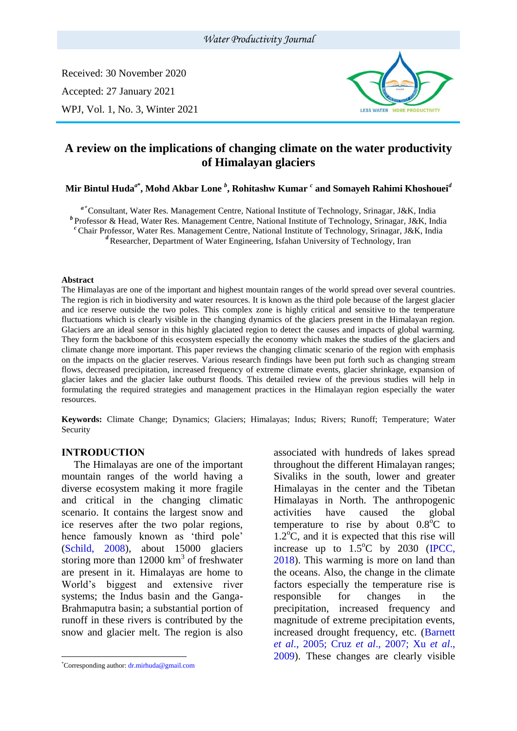Received: 30 November 2020

Accepted: 27 January 2021

WPJ, Vol. 1, No. 3, Winter 2021

# A review on the implications of changing climate on the water productivity of Himalayan glaciers

**Mir Bintul Huda[a*], Mohd Akbar Lone [b], Rohitashw Kumar [c] and Somayeh Rahimi Khoshouei[d]**

[a*] Consultant, Water Res. Management Centre, National Institute of Technology, Srinagar, J&K, India
[b] Professor & Head, Water Res. Management Centre, National Institute of Technology, Srinagar, J&K, India
[c] Chair Professor, Water Res. Management Centre, National Institute of Technology, Srinagar, J&K, India
[d] Researcher, Department of Water Engineering, Isfahan University of Technology, Iran

## Abstract

The Himalayas are one of the important and highest mountain ranges of the world spread over several countries. The region is rich in biodiversity and water resources. It is known as the third pole because of the largest glacier and ice reserve outside the two poles. This complex zone is highly critical and sensitive to the temperature fluctuations which is clearly visible in the changing dynamics of the glaciers present in the Himalayan region. Glaciers are an ideal sensor in this highly glaciated region to detect the causes and impacts of global warming. They form the backbone of this ecosystem especially the economy which makes the studies of the glaciers and climate change more important. This paper reviews the changing climatic scenario of the region with emphasis on the impacts on the glacier reserves. Various research findings have been put forth such as changing stream flows, decreased precipitation, increased frequency of extreme climate events, glacier shrinkage, expansion of glacier lakes and the glacier lake outburst floods. This detailed review of the previous studies will help in formulating the required strategies and management practices in the Himalayan region especially the water resources.

**Keywords:** Climate Change; Dynamics; Glaciers; Himalayas; Indus; Rivers; Runoff; Temperature; Water Security

## INTRODUCTION

The Himalayas are one of the important mountain ranges of the world having a diverse ecosystem making it more fragile and critical in the changing climatic scenario. It contains the largest snow and ice reserves after the two polar regions, hence famously known as 'third pole' (Schild, 2008), about 15000 glaciers storing more than 12000 km$^3$ of freshwater are present in it. Himalayas are home to World's biggest and extensive river systems; the Indus basin and the Ganga-Brahmaputra basin; a substantial portion of runoff in these rivers is contributed by the snow and glacier melt. The region is also associated with hundreds of lakes spread throughout the different Himalayan ranges; Sivaliks in the south, lower and greater Himalayas in the center and the Tibetan Himalayas in North. The anthropogenic activities have caused the global temperature to rise by about 0.8$^o$C to 1.2$^o$C, and it is expected that this rise will increase up to 1.5$^o$C by 2030 (IPCC, 2018). This warming is more on land than the oceans. Also, the change in the climate factors especially the temperature rise is responsible for changes in the precipitation, increased frequency and magnitude of extreme precipitation events, increased drought frequency, etc. (Barnett *et al*., 2005; Cruz *et al*., 2007; Xu *et al*., 2009). These changes are clearly visible

*Corresponding author: dr.mirhuda@gmail.com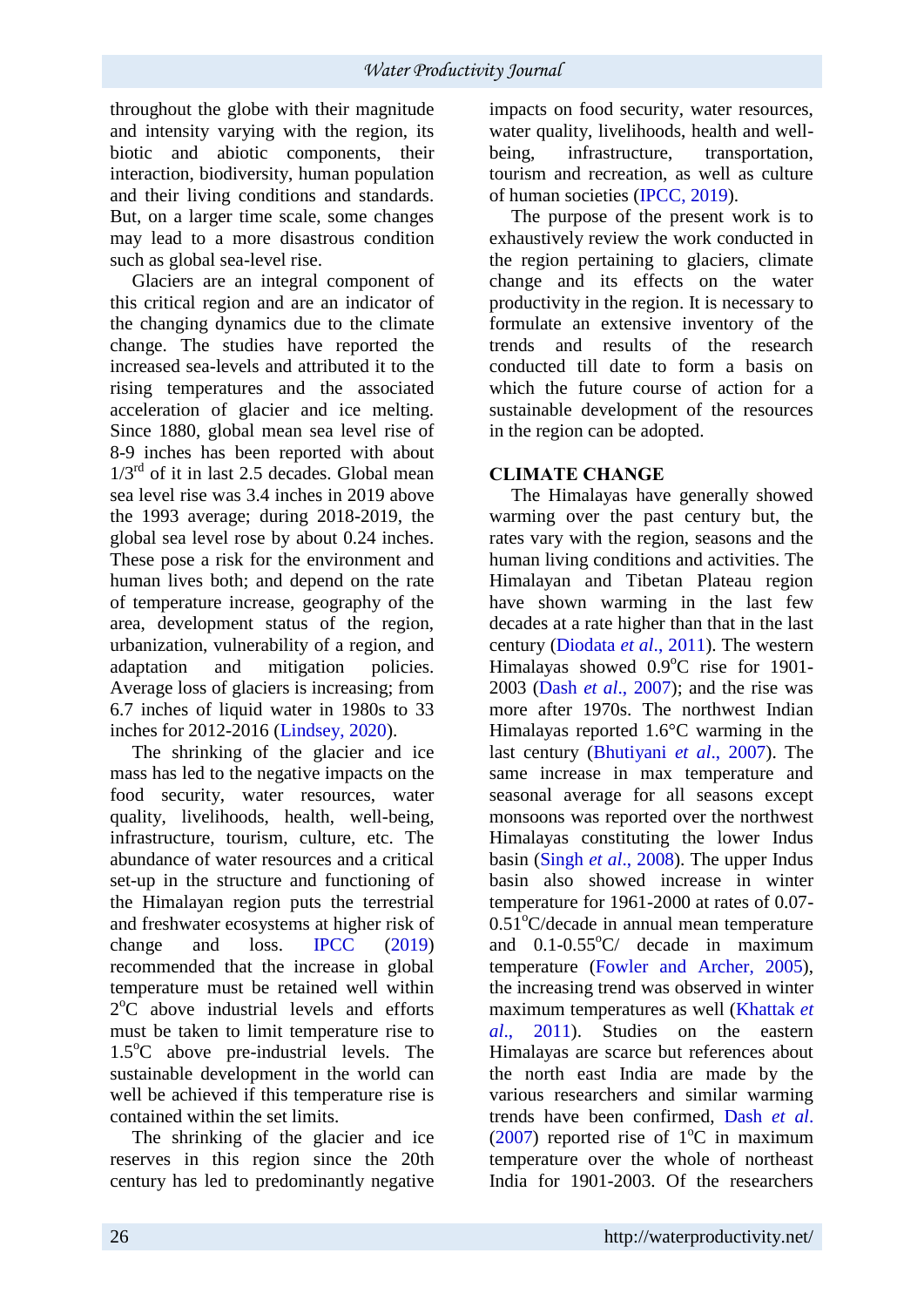throughout the globe with their magnitude and intensity varying with the region, its biotic and abiotic components, their interaction, biodiversity, human population and their living conditions and standards. But, on a larger time scale, some changes may lead to a more disastrous condition such as global sea-level rise.

Glaciers are an integral component of this critical region and are an indicator of the changing dynamics due to the climate change. The studies have reported the increased sea-levels and attributed it to the rising temperatures and the associated acceleration of glacier and ice melting. Since 1880, global mean sea level rise of 8-9 inches has been reported with about 1/3$^{rd}$ of it in last 2.5 decades. Global mean sea level rise was 3.4 inches in 2019 above the 1993 average; during 2018-2019, the global sea level rose by about 0.24 inches. These pose a risk for the environment and human lives both; and depend on the rate of temperature increase, geography of the area, development status of the region, urbanization, vulnerability of a region, and adaptation and mitigation policies. Average loss of glaciers is increasing; from 6.7 inches of liquid water in 1980s to 33 inches for 2012-2016 (Lindsey, 2020).

The shrinking of the glacier and ice mass has led to the negative impacts on the food security, water resources, water quality, livelihoods, health, well-being, infrastructure, tourism, culture, etc. The abundance of water resources and a critical set-up in the structure and functioning of the Himalayan region puts the terrestrial and freshwater ecosystems at higher risk of change and loss. IPCC (2019) recommended that the increase in global temperature must be retained well within 2$^{o}$C above industrial levels and efforts must be taken to limit temperature rise to 1.5$^{o}$C above pre-industrial levels. The sustainable development in the world can well be achieved if this temperature rise is contained within the set limits.

The shrinking of the glacier and ice reserves in this region since the 20th century has led to predominantly negative impacts on food security, water resources, water quality, livelihoods, health and well-being, infrastructure, transportation, tourism and recreation, as well as culture of human societies (IPCC, 2019).

The purpose of the present work is to exhaustively review the work conducted in the region pertaining to glaciers, climate change and its effects on the water productivity in the region. It is necessary to formulate an extensive inventory of the trends and results of the research conducted till date to form a basis on which the future course of action for a sustainable development of the resources in the region can be adopted.

## CLIMATE CHANGE

The Himalayas have generally showed warming over the past century but, the rates vary with the region, seasons and the human living conditions and activities. The Himalayan and Tibetan Plateau region have shown warming in the last few decades at a rate higher than that in the last century (Diodata *et al*., 2011). The western Himalayas showed 0.9$^{o}$C rise for 1901-2003 (Dash *et al*., 2007); and the rise was more after 1970s. The northwest Indian Himalayas reported 1.6°C warming in the last century (Bhutiyani *et al*., 2007). The same increase in max temperature and seasonal average for all seasons except monsoons was reported over the northwest Himalayas constituting the lower Indus basin (Singh *et al*., 2008). The upper Indus basin also showed increase in winter temperature for 1961-2000 at rates of 0.07-0.51$^{o}$C/decade in annual mean temperature and 0.1-0.55$^{o}$C/ decade in maximum temperature (Fowler and Archer, 2005), the increasing trend was observed in winter maximum temperatures as well (Khattak *et al*., 2011). Studies on the eastern Himalayas are scarce but references about the north east India are made by the various researchers and similar warming trends have been confirmed, Dash *et al*. (2007) reported rise of 1$^{o}$C in maximum temperature over the whole of northeast India for 1901-2003. Of the researchers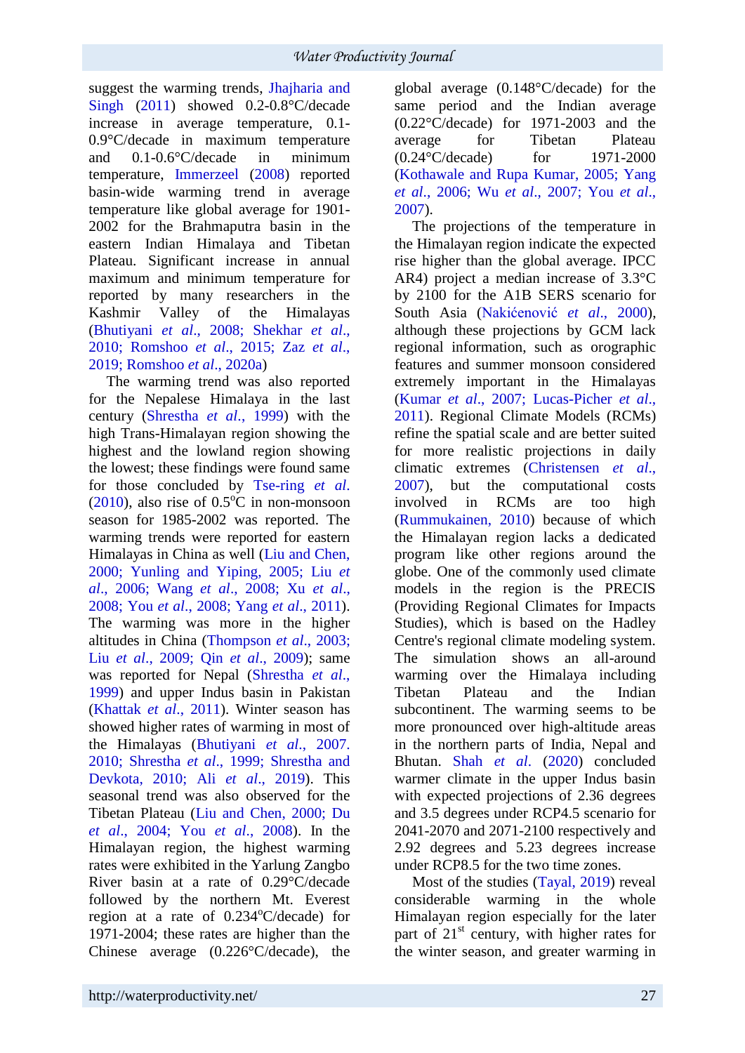suggest the warming trends, Jhajharia and Singh (2011) showed 0.2-0.8°C/decade increase in average temperature, 0.1-0.9°C/decade in maximum temperature and 0.1-0.6°C/decade in minimum temperature, Immerzeel (2008) reported basin-wide warming trend in average temperature like global average for 1901-2002 for the Brahmaputra basin in the eastern Indian Himalaya and Tibetan Plateau. Significant increase in annual maximum and minimum temperature for reported by many researchers in the Kashmir Valley of the Himalayas (Bhutiyani *et al*., 2008; Shekhar *et al*., 2010; Romshoo *et al*., 2015; Zaz *et al*., 2019; Romshoo *et al*., 2020a)

The warming trend was also reported for the Nepalese Himalaya in the last century (Shrestha *et al*., 1999) with the high Trans-Himalayan region showing the highest and the lowland region showing the lowest; these findings were found same for those concluded by Tse-ring *et al*. (2010), also rise of 0.5°C in non-monsoon season for 1985-2002 was reported. The warming trends were reported for eastern Himalayas in China as well (Liu and Chen, 2000; Yunling and Yiping, 2005; Liu *et al*., 2006; Wang *et al*., 2008; Xu *et al*., 2008; You *et al*., 2008; Yang *et al*., 2011). The warming was more in the higher altitudes in China (Thompson *et al*., 2003; Liu *et al*., 2009; Qin *et al*., 2009); same was reported for Nepal (Shrestha *et al*., 1999) and upper Indus basin in Pakistan (Khattak *et al*., 2011). Winter season has showed higher rates of warming in most of the Himalayas (Bhutiyani *et al*., 2007. 2010; Shrestha *et al*., 1999; Shrestha and Devkota, 2010; Ali *et al*., 2019). This seasonal trend was also observed for the Tibetan Plateau (Liu and Chen, 2000; Du *et al*., 2004; You *et al*., 2008). In the Himalayan region, the highest warming rates were exhibited in the Yarlung Zangbo River basin at a rate of 0.29°C/decade followed by the northern Mt. Everest region at a rate of 0.234°C/decade) for 1971-2004; these rates are higher than the Chinese average (0.226°C/decade), the global average (0.148°C/decade) for the same period and the Indian average (0.22°C/decade) for 1971-2003 and the average for Tibetan Plateau (0.24°C/decade) for 1971-2000 (Kothawale and Rupa Kumar, 2005; Yang *et al*., 2006; Wu *et al*., 2007; You *et al*., 2007).

The projections of the temperature in the Himalayan region indicate the expected rise higher than the global average. IPCC AR4) project a median increase of 3.3°C by 2100 for the A1B SERS scenario for South Asia (Nakićenović *et al*., 2000), although these projections by GCM lack regional information, such as orographic features and summer monsoon considered extremely important in the Himalayas (Kumar *et al*., 2007; Lucas-Picher *et al*., 2011). Regional Climate Models (RCMs) refine the spatial scale and are better suited for more realistic projections in daily climatic extremes (Christensen *et al*., 2007), but the computational costs involved in RCMs are too high (Rummukainen, 2010) because of which the Himalayan region lacks a dedicated program like other regions around the globe. One of the commonly used climate models in the region is the PRECIS (Providing Regional Climates for Impacts Studies), which is based on the Hadley Centre's regional climate modeling system. The simulation shows an all-around warming over the Himalaya including Tibetan Plateau and the Indian subcontinent. The warming seems to be more pronounced over high-altitude areas in the northern parts of India, Nepal and Bhutan. Shah *et al*. (2020) concluded warmer climate in the upper Indus basin with expected projections of 2.36 degrees and 3.5 degrees under RCP4.5 scenario for 2041-2070 and 2071-2100 respectively and 2.92 degrees and 5.23 degrees increase under RCP8.5 for the two time zones.

Most of the studies (Tayal, 2019) reveal considerable warming in the whole Himalayan region especially for the later part of 21st century, with higher rates for the winter season, and greater warming in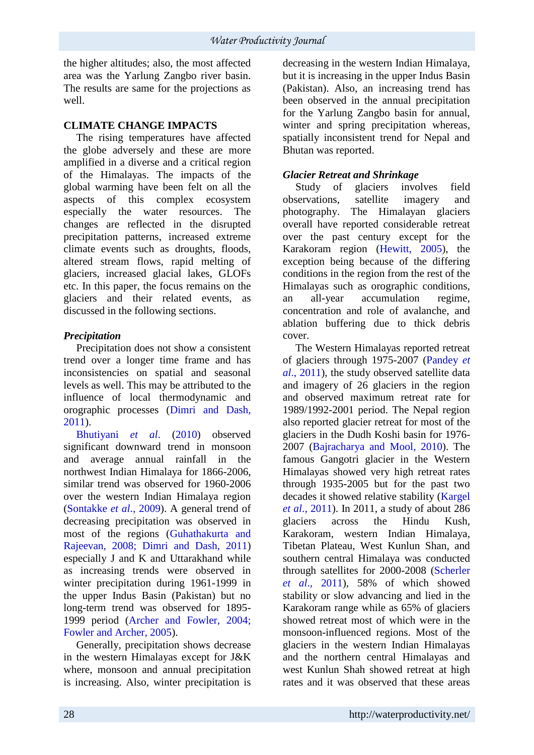the higher altitudes; also, the most affected area was the Yarlung Zangbo river basin. The results are same for the projections as well.

## CLIMATE CHANGE IMPACTS

The rising temperatures have affected the globe adversely and these are more amplified in a diverse and a critical region of the Himalayas. The impacts of the global warming have been felt on all the aspects of this complex ecosystem especially the water resources. The changes are reflected in the disrupted precipitation patterns, increased extreme climate events such as droughts, floods, altered stream flows, rapid melting of glaciers, increased glacial lakes, GLOFs etc. In this paper, the focus remains on the glaciers and their related events, as discussed in the following sections.

### *Precipitation*

Precipitation does not show a consistent trend over a longer time frame and has inconsistencies on spatial and seasonal levels as well. This may be attributed to the influence of local thermodynamic and orographic processes (Dimri and Dash, 2011).

Bhutiyani *et al.* (2010) observed significant downward trend in monsoon and average annual rainfall in the northwest Indian Himalaya for 1866-2006, similar trend was observed for 1960-2006 over the western Indian Himalaya region (Sontakke *et al.*, 2009). A general trend of decreasing precipitation was observed in most of the regions (Guhathakurta and Rajeevan, 2008; Dimri and Dash, 2011) especially J and K and Uttarakhand while as increasing trends were observed in winter precipitation during 1961-1999 in the upper Indus Basin (Pakistan) but no long-term trend was observed for 1895-1999 period (Archer and Fowler, 2004; Fowler and Archer, 2005).

Generally, precipitation shows decrease in the western Himalayas except for J&K where, monsoon and annual precipitation is increasing. Also, winter precipitation is decreasing in the western Indian Himalaya, but it is increasing in the upper Indus Basin (Pakistan). Also, an increasing trend has been observed in the annual precipitation for the Yarlung Zangbo basin for annual, winter and spring precipitation whereas, spatially inconsistent trend for Nepal and Bhutan was reported.

### *Glacier Retreat and Shrinkage*

Study of glaciers involves field observations, satellite imagery and photography. The Himalayan glaciers overall have reported considerable retreat over the past century except for the Karakoram region (Hewitt, 2005), the exception being because of the differing conditions in the region from the rest of the Himalayas such as orographic conditions, an all-year accumulation regime, concentration and role of avalanche, and ablation buffering due to thick debris cover.

The Western Himalayas reported retreat of glaciers through 1975-2007 (Pandey *et al.*, 2011), the study observed satellite data and imagery of 26 glaciers in the region and observed maximum retreat rate for 1989/1992-2001 period. The Nepal region also reported glacier retreat for most of the glaciers in the Dudh Koshi basin for 1976-2007 (Bajracharya and Mool, 2010). The famous Gangotri glacier in the Western Himalayas showed very high retreat rates through 1935-2005 but for the past two decades it showed relative stability (Kargel *et al.*, 2011). In 2011, a study of about 286 glaciers across the Hindu Kush, Karakoram, western Indian Himalaya, Tibetan Plateau, West Kunlun Shan, and southern central Himalaya was conducted through satellites for 2000-2008 (Scherler *et al.*, 2011), 58% of which showed stability or slow advancing and lied in the Karakoram range while as 65% of glaciers showed retreat most of which were in the monsoon-influenced regions. Most of the glaciers in the western Indian Himalayas and the northern central Himalayas and west Kunlun Shah showed retreat at high rates and it was observed that these areas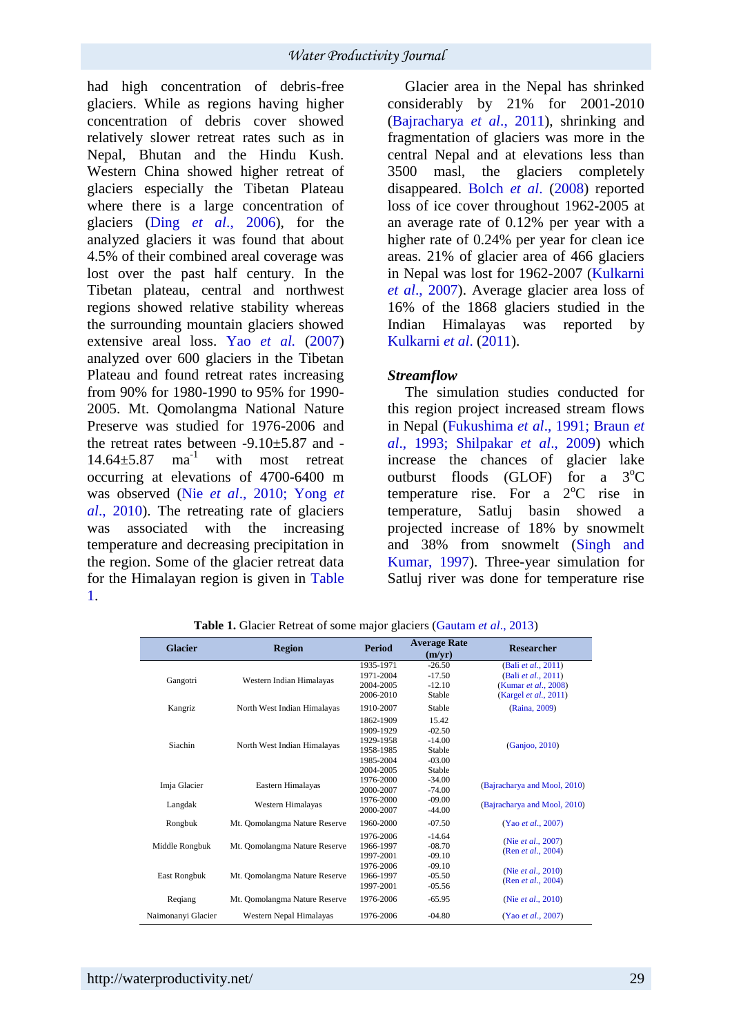had high concentration of debris-free glaciers. While as regions having higher concentration of debris cover showed relatively slower retreat rates such as in Nepal, Bhutan and the Hindu Kush. Western China showed higher retreat of glaciers especially the Tibetan Plateau where there is a large concentration of glaciers (Ding *et al*., 2006), for the analyzed glaciers it was found that about 4.5% of their combined areal coverage was lost over the past half century. In the Tibetan plateau, central and northwest regions showed relative stability whereas the surrounding mountain glaciers showed extensive areal loss. Yao *et al.* (2007) analyzed over 600 glaciers in the Tibetan Plateau and found retreat rates increasing from 90% for 1980-1990 to 95% for 1990-2005. Mt. Qomolangma National Nature Preserve was studied for 1976-2006 and the retreat rates between -9.10±5.87 and -14.64±5.87 $ma^{-1}$ with most retreat occurring at elevations of 4700-6400 m was observed (Nie *et al*., 2010; Yong *et al*., 2010). The retreating rate of glaciers was associated with the increasing temperature and decreasing precipitation in the region. Some of the glacier retreat data for the Himalayan region is given in Table 1.

Glacier area in the Nepal has shrinked considerably by 21% for 2001-2010 (Bajracharya *et al*., 2011), shrinking and fragmentation of glaciers was more in the central Nepal and at elevations less than 3500 masl, the glaciers completely disappeared. Bolch *et al*. (2008) reported loss of ice cover throughout 1962-2005 at an average rate of 0.12% per year with a higher rate of 0.24% per year for clean ice areas. 21% of glacier area of 466 glaciers in Nepal was lost for 1962-2007 (Kulkarni *et al*., 2007). Average glacier area loss of 16% of the 1868 glaciers studied in the Indian Himalayas was reported by Kulkarni *et al*. (2011).

***Streamflow***

The simulation studies conducted for this region project increased stream flows in Nepal (Fukushima *et al*., 1991; Braun *et al*., 1993; Shilpakar *et al*., 2009) which increase the chances of glacier lake outburst floods (GLOF) for a 3°C temperature rise. For a 2°C rise in temperature, Satluj basin showed a projected increase of 18% by snowmelt and 38% from snowmelt (Singh and Kumar, 1997). Three-year simulation for Satluj river was done for temperature rise

**Table 1.** Glacier Retreat of some major glaciers (Gautam *et al*., 2013)

| Glacier | Region | Period | Average Rate (m/yr) | Researcher |
|---|---|---|---|---|
| Gangotri | Western Indian Himalayas | 1935-1971 | -26.50 | (Bali *et al*., 2011) |
| | | 1971-2004 | -17.50 | (Bali *et al*., 2011) |
| | | 2004-2005 | -12.10 | (Kumar *et al*., 2008) |
| | | 2006-2010 | Stable | (Kargel *et al*., 2011) |
| Kangriz | North West Indian Himalayas | 1910-2007 | Stable | (Raina, 2009) |
| Siachin | North West Indian Himalayas | 1862-1909 | 15.42 | (Ganjoo, 2010) |
| | | 1909-1929 | -02.50 | |
| | | 1929-1958 | -14.00 | |
| | | 1958-1985 | Stable | |
| | | 1985-2004 | -03.00 | |
| | | 2004-2005 | Stable | |
| Imja Glacier | Eastern Himalayas | 1976-2000 | -34.00 | (Bajracharya and Mool, 2010) |
| | | 2000-2007 | -74.00 | |
| Langdak | Western Himalayas | 1976-2000 | -09.00 | (Bajracharya and Mool, 2010) |
| | | 2000-2007 | -44.00 | |
| Rongbuk | Mt. Qomolangma Nature Reserve | 1960-2000 | -07.50 | (Yao *et al*., 2007) |
| Middle Rongbuk | Mt. Qomolangma Nature Reserve | 1976-2006 | -14.64 | (Nie *et al*., 2007) |
| | | 1966-1997 | -08.70 | (Ren *et al*., 2004) |
| | | 1997-2001 | -09.10 | |
| East Rongbuk | Mt. Qomolangma Nature Reserve | 1976-2006 | -09.10 | (Nie *et al*., 2010) |
| | | 1966-1997 | -05.50 | (Ren *et al*., 2004) |
| | | 1997-2001 | -05.56 | |
| Reqiang | Mt. Qomolangma Nature Reserve | 1976-2006 | -65.95 | (Nie *et al*., 2010) |
| Naimonanyi Glacier | Western Nepal Himalayas | 1976-2006 | -04.80 | (Yao *et al*., 2007) |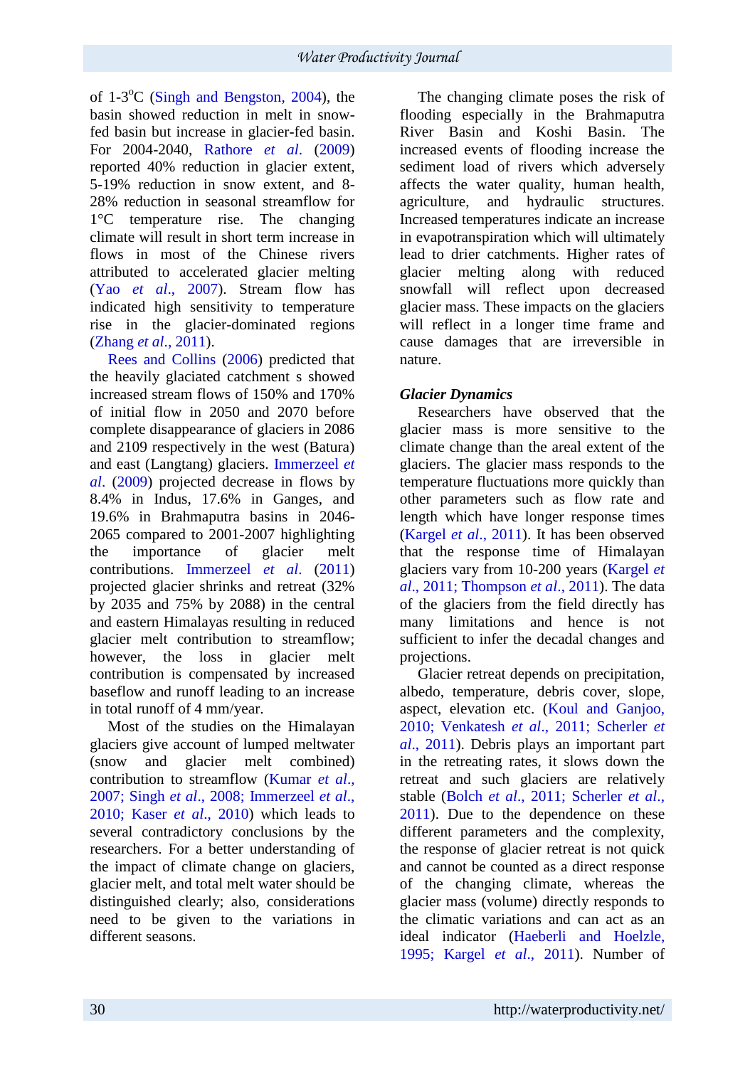of 1-3$^{o}$C (Singh and Bengston, 2004), the basin showed reduction in melt in snow-fed basin but increase in glacier-fed basin. For 2004-2040, Rathore *et al.* (2009) reported 40% reduction in glacier extent, 5-19% reduction in snow extent, and 8-28% reduction in seasonal streamflow for 1°C temperature rise. The changing climate will result in short term increase in flows in most of the Chinese rivers attributed to accelerated glacier melting (Yao *et al.*, 2007). Stream flow has indicated high sensitivity to temperature rise in the glacier-dominated regions (Zhang *et al*., 2011).

Rees and Collins (2006) predicted that the heavily glaciated catchment s showed increased stream flows of 150% and 170% of initial flow in 2050 and 2070 before complete disappearance of glaciers in 2086 and 2109 respectively in the west (Batura) and east (Langtang) glaciers. Immerzeel *et al.* (2009) projected decrease in flows by 8.4% in Indus, 17.6% in Ganges, and 19.6% in Brahmaputra basins in 2046-2065 compared to 2001-2007 highlighting the importance of glacier melt contributions. Immerzeel *et al.* (2011) projected glacier shrinks and retreat (32% by 2035 and 75% by 2088) in the central and eastern Himalayas resulting in reduced glacier melt contribution to streamflow; however, the loss in glacier melt contribution is compensated by increased baseflow and runoff leading to an increase in total runoff of 4 mm/year.

Most of the studies on the Himalayan glaciers give account of lumped meltwater (snow and glacier melt combined) contribution to streamflow (Kumar *et al.*, 2007; Singh *et al*., 2008; Immerzeel *et al.*, 2010; Kaser *et al*., 2010) which leads to several contradictory conclusions by the researchers. For a better understanding of the impact of climate change on glaciers, glacier melt, and total melt water should be distinguished clearly; also, considerations need to be given to the variations in different seasons.

The changing climate poses the risk of flooding especially in the Brahmaputra River Basin and Koshi Basin. The increased events of flooding increase the sediment load of rivers which adversely affects the water quality, human health, agriculture, and hydraulic structures. Increased temperatures indicate an increase in evapotranspiration which will ultimately lead to drier catchments. Higher rates of glacier melting along with reduced snowfall will reflect upon decreased glacier mass. These impacts on the glaciers will reflect in a longer time frame and cause damages that are irreversible in nature.

***Glacier Dynamics***

Researchers have observed that the glacier mass is more sensitive to the climate change than the areal extent of the glaciers. The glacier mass responds to the temperature fluctuations more quickly than other parameters such as flow rate and length which have longer response times (Kargel *et al*., 2011). It has been observed that the response time of Himalayan glaciers vary from 10-200 years (Kargel *et al*., 2011; Thompson *et al*., 2011). The data of the glaciers from the field directly has many limitations and hence is not sufficient to infer the decadal changes and projections.

Glacier retreat depends on precipitation, albedo, temperature, debris cover, slope, aspect, elevation etc. (Koul and Ganjoo, 2010; Venkatesh *et al*., 2011; Scherler *et al*., 2011). Debris plays an important part in the retreating rates, it slows down the retreat and such glaciers are relatively stable (Bolch *et al*., 2011; Scherler *et al*., 2011). Due to the dependence on these different parameters and the complexity, the response of glacier retreat is not quick and cannot be counted as a direct response of the changing climate, whereas the glacier mass (volume) directly responds to the climatic variations and can act as an ideal indicator (Haeberli and Hoelzle, 1995; Kargel *et al*., 2011). Number of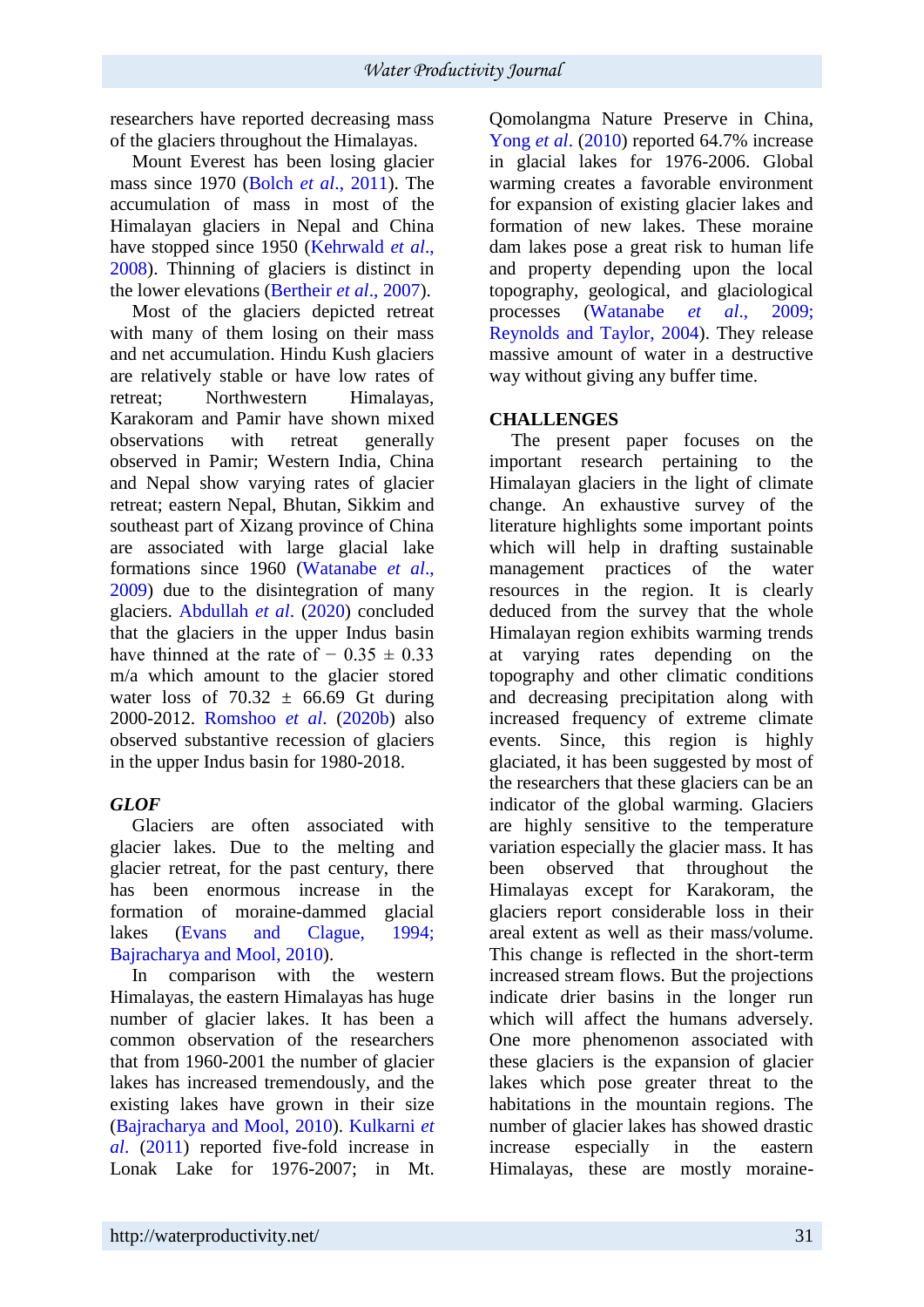researchers have reported decreasing mass of the glaciers throughout the Himalayas.

Mount Everest has been losing glacier mass since 1970 (Bolch *et al*., 2011). The accumulation of mass in most of the Himalayan glaciers in Nepal and China have stopped since 1950 (Kehrwald *et al*., 2008). Thinning of glaciers is distinct in the lower elevations (Bertheir *et al*., 2007).

Most of the glaciers depicted retreat with many of them losing on their mass and net accumulation. Hindu Kush glaciers are relatively stable or have low rates of retreat; Northwestern Himalayas, Karakoram and Pamir have shown mixed observations with retreat generally observed in Pamir; Western India, China and Nepal show varying rates of glacier retreat; eastern Nepal, Bhutan, Sikkim and southeast part of Xizang province of China are associated with large glacial lake formations since 1960 (Watanabe *et al*., 2009) due to the disintegration of many glaciers. Abdullah *et al*. (2020) concluded that the glaciers in the upper Indus basin have thinned at the rate of − 0.35 ± 0.33 m/a which amount to the glacier stored water loss of 70.32 ± 66.69 Gt during 2000-2012. Romshoo *et al*. (2020b) also observed substantive recession of glaciers in the upper Indus basin for 1980-2018.

### *GLOF*

Glaciers are often associated with glacier lakes. Due to the melting and glacier retreat, for the past century, there has been enormous increase in the formation of moraine-dammed glacial lakes (Evans and Clague, 1994; Bajracharya and Mool, 2010).

In comparison with the western Himalayas, the eastern Himalayas has huge number of glacier lakes. It has been a common observation of the researchers that from 1960-2001 the number of glacier lakes has increased tremendously, and the existing lakes have grown in their size (Bajracharya and Mool, 2010). Kulkarni *et al*. (2011) reported five-fold increase in Lonak Lake for 1976-2007; in Mt. Qomolangma Nature Preserve in China, Yong *et al*. (2010) reported 64.7% increase in glacial lakes for 1976-2006. Global warming creates a favorable environment for expansion of existing glacier lakes and formation of new lakes. These moraine dam lakes pose a great risk to human life and property depending upon the local topography, geological, and glaciological processes (Watanabe *et al*., 2009; Reynolds and Taylor, 2004). They release massive amount of water in a destructive way without giving any buffer time.

## CHALLENGES

The present paper focuses on the important research pertaining to the Himalayan glaciers in the light of climate change. An exhaustive survey of the literature highlights some important points which will help in drafting sustainable management practices of the water resources in the region. It is clearly deduced from the survey that the whole Himalayan region exhibits warming trends at varying rates depending on the topography and other climatic conditions and decreasing precipitation along with increased frequency of extreme climate events. Since, this region is highly glaciated, it has been suggested by most of the researchers that these glaciers can be an indicator of the global warming. Glaciers are highly sensitive to the temperature variation especially the glacier mass. It has been observed that throughout the Himalayas except for Karakoram, the glaciers report considerable loss in their areal extent as well as their mass/volume. This change is reflected in the short-term increased stream flows. But the projections indicate drier basins in the longer run which will affect the humans adversely. One more phenomenon associated with these glaciers is the expansion of glacier lakes which pose greater threat to the habitations in the mountain regions. The number of glacier lakes has showed drastic increase especially in the eastern Himalayas, these are mostly moraine-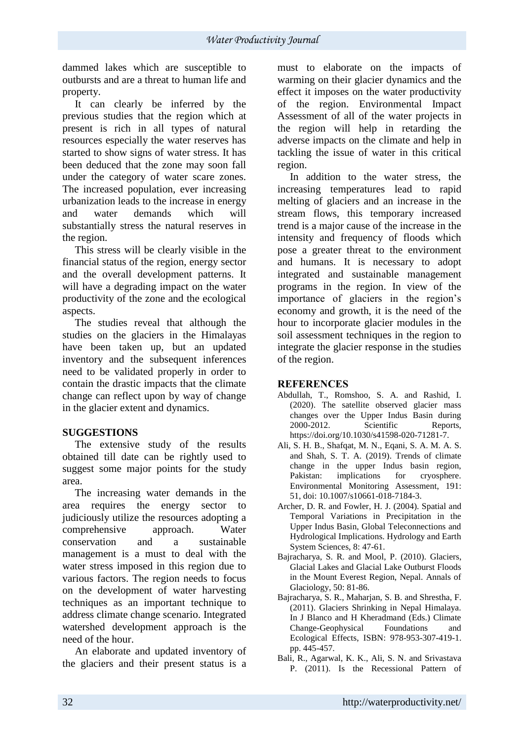dammed lakes which are susceptible to outbursts and are a threat to human life and property.

It can clearly be inferred by the previous studies that the region which at present is rich in all types of natural resources especially the water reserves has started to show signs of water stress. It has been deduced that the zone may soon fall under the category of water scare zones. The increased population, ever increasing urbanization leads to the increase in energy and water demands which will substantially stress the natural reserves in the region.

This stress will be clearly visible in the financial status of the region, energy sector and the overall development patterns. It will have a degrading impact on the water productivity of the zone and the ecological aspects.

The studies reveal that although the studies on the glaciers in the Himalayas have been taken up, but an updated inventory and the subsequent inferences need to be validated properly in order to contain the drastic impacts that the climate change can reflect upon by way of change in the glacier extent and dynamics.

## SUGGESTIONS

The extensive study of the results obtained till date can be rightly used to suggest some major points for the study area.

The increasing water demands in the area requires the energy sector to judiciously utilize the resources adopting a comprehensive approach. Water conservation and a sustainable management is a must to deal with the water stress imposed in this region due to various factors. The region needs to focus on the development of water harvesting techniques as an important technique to address climate change scenario. Integrated watershed development approach is the need of the hour.

An elaborate and updated inventory of the glaciers and their present status is a must to elaborate on the impacts of warming on their glacier dynamics and the effect it imposes on the water productivity of the region. Environmental Impact Assessment of all of the water projects in the region will help in retarding the adverse impacts on the climate and help in tackling the issue of water in this critical region.

In addition to the water stress, the increasing temperatures lead to rapid melting of glaciers and an increase in the stream flows, this temporary increased trend is a major cause of the increase in the intensity and frequency of floods which pose a greater threat to the environment and humans. It is necessary to adopt integrated and sustainable management programs in the region. In view of the importance of glaciers in the region's economy and growth, it is the need of the hour to incorporate glacier modules in the soil assessment techniques in the region to integrate the glacier response in the studies of the region.

## REFERENCES

Abdullah, T., Romshoo, S. A. and Rashid, I. (2020). The satellite observed glacier mass changes over the Upper Indus Basin during 2000-2012. Scientific Reports, https://doi.org/10.1030/s41598-020-71281-7.

Ali, S. H. B., Shafqat, M. N., Eqani, S. A. M. A. S. and Shah, S. T. A. (2019). Trends of climate change in the upper Indus basin region, Pakistan: implications for cryosphere. Environmental Monitoring Assessment, 191: 51, doi: 10.1007/s10661-018-7184-3.

Archer, D. R. and Fowler, H. J. (2004). Spatial and Temporal Variations in Precipitation in the Upper Indus Basin, Global Teleconnections and Hydrological Implications. Hydrology and Earth System Sciences, 8: 47-61.

Bajracharya, S. R. and Mool, P. (2010). Glaciers, Glacial Lakes and Glacial Lake Outburst Floods in the Mount Everest Region, Nepal. Annals of Glaciology, 50: 81-86.

Bajracharya, S. R., Maharjan, S. B. and Shrestha, F. (2011). Glaciers Shrinking in Nepal Himalaya. In J Blanco and H Kheradmand (Eds.) Climate Change-Geophysical Foundations and Ecological Effects, ISBN: 978-953-307-419-1. pp. 445-457.

Bali, R., Agarwal, K. K., Ali, S. N. and Srivastava P. (2011). Is the Recessional Pattern of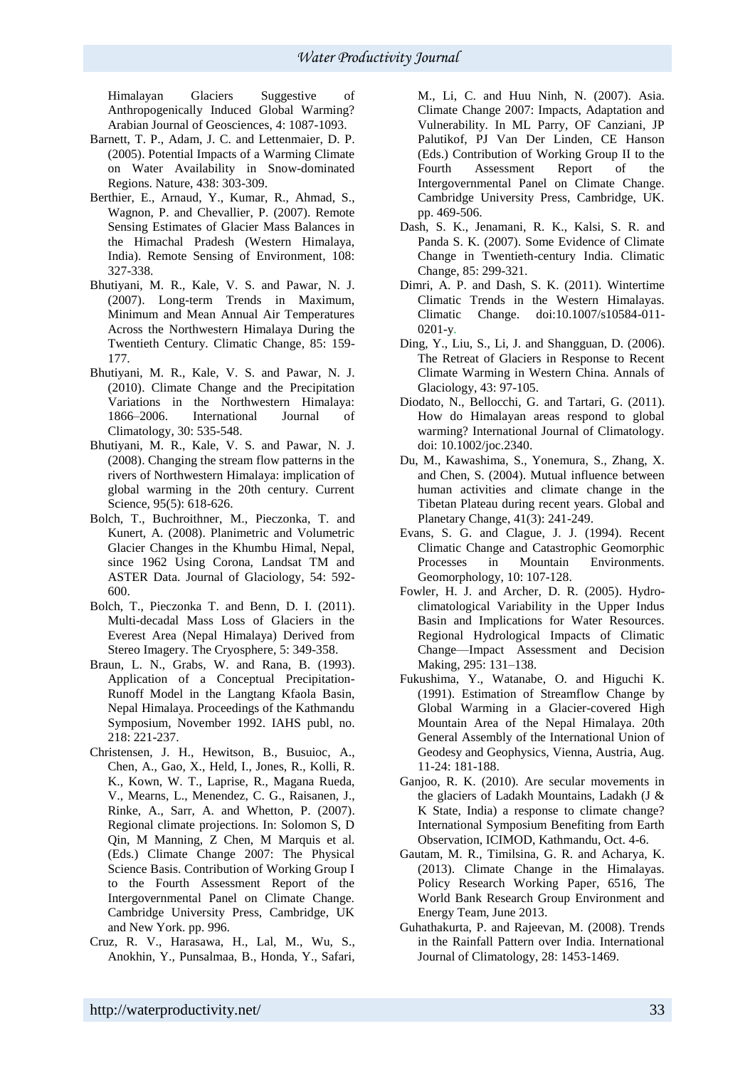Himalayan Glaciers Suggestive of Anthropogenically Induced Global Warming? Arabian Journal of Geosciences, 4: 1087-1093.

Barnett, T. P., Adam, J. C. and Lettenmaier, D. P. (2005). Potential Impacts of a Warming Climate on Water Availability in Snow-dominated Regions. Nature, 438: 303-309.

Berthier, E., Arnaud, Y., Kumar, R., Ahmad, S., Wagnon, P. and Chevallier, P. (2007). Remote Sensing Estimates of Glacier Mass Balances in the Himachal Pradesh (Western Himalaya, India). Remote Sensing of Environment, 108: 327-338.

Bhutiyani, M. R., Kale, V. S. and Pawar, N. J. (2007). Long-term Trends in Maximum, Minimum and Mean Annual Air Temperatures Across the Northwestern Himalaya During the Twentieth Century. Climatic Change, 85: 159-177.

Bhutiyani, M. R., Kale, V. S. and Pawar, N. J. (2010). Climate Change and the Precipitation Variations in the Northwestern Himalaya: 1866–2006. International Journal of Climatology, 30: 535-548.

Bhutiyani, M. R., Kale, V. S. and Pawar, N. J. (2008). Changing the stream flow patterns in the rivers of Northwestern Himalaya: implication of global warming in the 20th century. Current Science, 95(5): 618-626.

Bolch, T., Buchroithner, M., Pieczonka, T. and Kunert, A. (2008). Planimetric and Volumetric Glacier Changes in the Khumbu Himal, Nepal, since 1962 Using Corona, Landsat TM and ASTER Data. Journal of Glaciology, 54: 592-600.

Bolch, T., Pieczonka T. and Benn, D. I. (2011). Multi-decadal Mass Loss of Glaciers in the Everest Area (Nepal Himalaya) Derived from Stereo Imagery. The Cryosphere, 5: 349-358.

Braun, L. N., Grabs, W. and Rana, B. (1993). Application of a Conceptual Precipitation-Runoff Model in the Langtang Kfaola Basin, Nepal Himalaya. Proceedings of the Kathmandu Symposium, November 1992. IAHS publ, no. 218: 221-237.

Christensen, J. H., Hewitson, B., Busuioc, A., Chen, A., Gao, X., Held, I., Jones, R., Kolli, R. K., Kown, W. T., Laprise, R., Magana Rueda, V., Mearns, L., Menendez, C. G., Raisanen, J., Rinke, A., Sarr, A. and Whetton, P. (2007). Regional climate projections. In: Solomon S, D Qin, M Manning, Z Chen, M Marquis et al. (Eds.) Climate Change 2007: The Physical Science Basis. Contribution of Working Group I to the Fourth Assessment Report of the Intergovernmental Panel on Climate Change. Cambridge University Press, Cambridge, UK and New York. pp. 996.

Cruz, R. V., Harasawa, H., Lal, M., Wu, S., Anokhin, Y., Punsalmaa, B., Honda, Y., Safari, M., Li, C. and Huu Ninh, N. (2007). Asia. Climate Change 2007: Impacts, Adaptation and Vulnerability. In ML Parry, OF Canziani, JP Palutikof, PJ Van Der Linden, CE Hanson (Eds.) Contribution of Working Group II to the Fourth Assessment Report of the Intergovernmental Panel on Climate Change. Cambridge University Press, Cambridge, UK. pp. 469-506.

Dash, S. K., Jenamani, R. K., Kalsi, S. R. and Panda S. K. (2007). Some Evidence of Climate Change in Twentieth-century India. Climatic Change, 85: 299-321.

Dimri, A. P. and Dash, S. K. (2011). Wintertime Climatic Trends in the Western Himalayas. Climatic Change. doi:10.1007/s10584-011-0201-y.

Ding, Y., Liu, S., Li, J. and Shangguan, D. (2006). The Retreat of Glaciers in Response to Recent Climate Warming in Western China. Annals of Glaciology, 43: 97-105.

Diodato, N., Bellocchi, G. and Tartari, G. (2011). How do Himalayan areas respond to global warming? International Journal of Climatology. doi: 10.1002/joc.2340.

Du, M., Kawashima, S., Yonemura, S., Zhang, X. and Chen, S. (2004). Mutual influence between human activities and climate change in the Tibetan Plateau during recent years. Global and Planetary Change, 41(3): 241-249.

Evans, S. G. and Clague, J. J. (1994). Recent Climatic Change and Catastrophic Geomorphic Processes in Mountain Environments. Geomorphology, 10: 107-128.

Fowler, H. J. and Archer, D. R. (2005). Hydro-climatological Variability in the Upper Indus Basin and Implications for Water Resources. Regional Hydrological Impacts of Climatic Change—Impact Assessment and Decision Making, 295: 131–138.

Fukushima, Y., Watanabe, O. and Higuchi K. (1991). Estimation of Streamflow Change by Global Warming in a Glacier-covered High Mountain Area of the Nepal Himalaya. 20th General Assembly of the International Union of Geodesy and Geophysics, Vienna, Austria, Aug. 11-24: 181-188.

Ganjoo, R. K. (2010). Are secular movements in the glaciers of Ladakh Mountains, Ladakh (J & K State, India) a response to climate change? International Symposium Benefiting from Earth Observation, ICIMOD, Kathmandu, Oct. 4-6.

Gautam, M. R., Timilsina, G. R. and Acharya, K. (2013). Climate Change in the Himalayas. Policy Research Working Paper, 6516, The World Bank Research Group Environment and Energy Team, June 2013.

Guhathakurta, P. and Rajeevan, M. (2008). Trends in the Rainfall Pattern over India. International Journal of Climatology, 28: 1453-1469.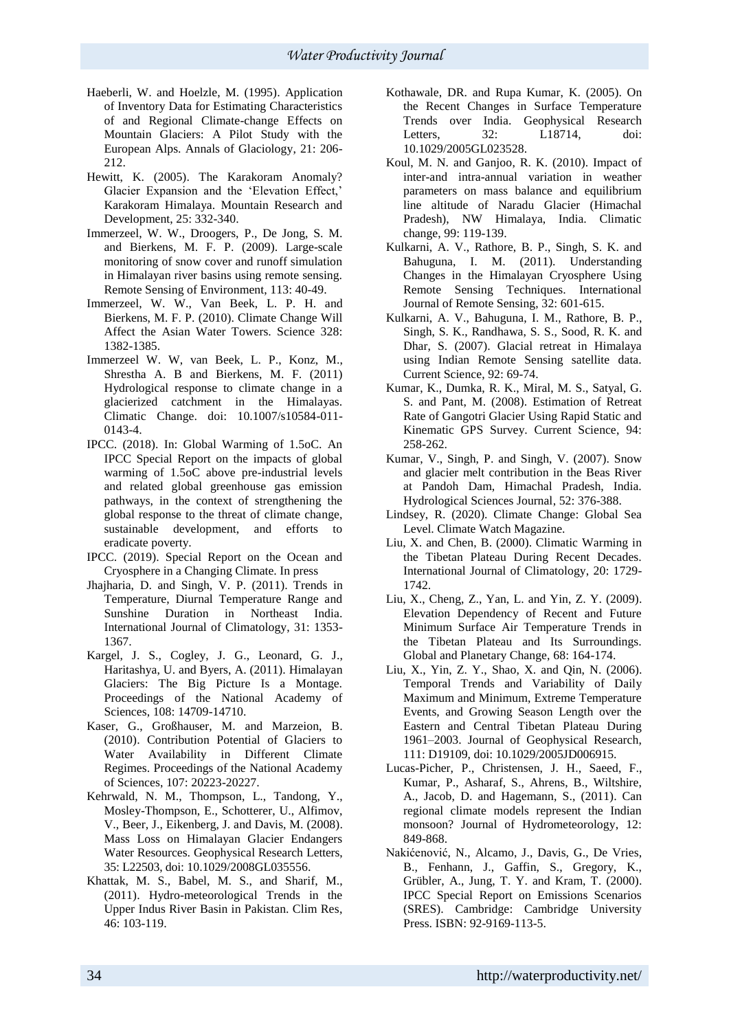Haeberli, W. and Hoelzle, M. (1995). Application of Inventory Data for Estimating Characteristics of and Regional Climate-change Effects on Mountain Glaciers: A Pilot Study with the European Alps. Annals of Glaciology, 21: 206-212.

Hewitt, K. (2005). The Karakoram Anomaly? Glacier Expansion and the 'Elevation Effect,' Karakoram Himalaya. Mountain Research and Development, 25: 332-340.

Immerzeel, W. W., Droogers, P., De Jong, S. M. and Bierkens, M. F. P. (2009). Large-scale monitoring of snow cover and runoff simulation in Himalayan river basins using remote sensing. Remote Sensing of Environment, 113: 40-49.

Immerzeel, W. W., Van Beek, L. P. H. and Bierkens, M. F. P. (2010). Climate Change Will Affect the Asian Water Towers. Science 328: 1382-1385.

Immerzeel W. W, van Beek, L. P., Konz, M., Shrestha A. B and Bierkens, M. F. (2011) Hydrological response to climate change in a glacierized catchment in the Himalayas. Climatic Change. doi: 10.1007/s10584-011-0143-4.

IPCC. (2018). In: Global Warming of 1.5oC. An IPCC Special Report on the impacts of global warming of 1.5oC above pre-industrial levels and related global greenhouse gas emission pathways, in the context of strengthening the global response to the threat of climate change, sustainable development, and efforts to eradicate poverty.

IPCC. (2019). Special Report on the Ocean and Cryosphere in a Changing Climate. In press

Jhajharia, D. and Singh, V. P. (2011). Trends in Temperature, Diurnal Temperature Range and Sunshine Duration in Northeast India. International Journal of Climatology, 31: 1353-1367.

Kargel, J. S., Cogley, J. G., Leonard, G. J., Haritashya, U. and Byers, A. (2011). Himalayan Glaciers: The Big Picture Is a Montage. Proceedings of the National Academy of Sciences, 108: 14709-14710.

Kaser, G., Großhauser, M. and Marzeion, B. (2010). Contribution Potential of Glaciers to Water Availability in Different Climate Regimes. Proceedings of the National Academy of Sciences, 107: 20223-20227.

Kehrwald, N. M., Thompson, L., Tandong, Y., Mosley-Thompson, E., Schotterer, U., Alfimov, V., Beer, J., Eikenberg, J. and Davis, M. (2008). Mass Loss on Himalayan Glacier Endangers Water Resources. Geophysical Research Letters, 35: L22503, doi: 10.1029/2008GL035556.

Khattak, M. S., Babel, M. S., and Sharif, M., (2011). Hydro-meteorological Trends in the Upper Indus River Basin in Pakistan. Clim Res, 46: 103-119.

Kothawale, DR. and Rupa Kumar, K. (2005). On the Recent Changes in Surface Temperature Trends over India. Geophysical Research Letters, 32: L18714, doi: 10.1029/2005GL023528.

Koul, M. N. and Ganjoo, R. K. (2010). Impact of inter-and intra-annual variation in weather parameters on mass balance and equilibrium line altitude of Naradu Glacier (Himachal Pradesh), NW Himalaya, India. Climatic change, 99: 119-139.

Kulkarni, A. V., Rathore, B. P., Singh, S. K. and Bahuguna, I. M. (2011). Understanding Changes in the Himalayan Cryosphere Using Remote Sensing Techniques. International Journal of Remote Sensing, 32: 601-615.

Kulkarni, A. V., Bahuguna, I. M., Rathore, B. P., Singh, S. K., Randhawa, S. S., Sood, R. K. and Dhar, S. (2007). Glacial retreat in Himalaya using Indian Remote Sensing satellite data. Current Science, 92: 69-74.

Kumar, K., Dumka, R. K., Miral, M. S., Satyal, G. S. and Pant, M. (2008). Estimation of Retreat Rate of Gangotri Glacier Using Rapid Static and Kinematic GPS Survey. Current Science, 94: 258-262.

Kumar, V., Singh, P. and Singh, V. (2007). Snow and glacier melt contribution in the Beas River at Pandoh Dam, Himachal Pradesh, India. Hydrological Sciences Journal, 52: 376-388.

Lindsey, R. (2020). Climate Change: Global Sea Level. Climate Watch Magazine.

Liu, X. and Chen, B. (2000). Climatic Warming in the Tibetan Plateau During Recent Decades. International Journal of Climatology, 20: 1729-1742.

Liu, X., Cheng, Z., Yan, L. and Yin, Z. Y. (2009). Elevation Dependency of Recent and Future Minimum Surface Air Temperature Trends in the Tibetan Plateau and Its Surroundings. Global and Planetary Change, 68: 164-174.

Liu, X., Yin, Z. Y., Shao, X. and Qin, N. (2006). Temporal Trends and Variability of Daily Maximum and Minimum, Extreme Temperature Events, and Growing Season Length over the Eastern and Central Tibetan Plateau During 1961–2003. Journal of Geophysical Research, 111: D19109, doi: 10.1029/2005JD006915.

Lucas-Picher, P., Christensen, J. H., Saeed, F., Kumar, P., Asharaf, S., Ahrens, B., Wiltshire, A., Jacob, D. and Hagemann, S., (2011). Can regional climate models represent the Indian monsoon? Journal of Hydrometeorology, 12: 849-868.

Nakićenović, N., Alcamo, J., Davis, G., De Vries, B., Fenhann, J., Gaffin, S., Gregory, K., Grübler, A., Jung, T. Y. and Kram, T. (2000). IPCC Special Report on Emissions Scenarios (SRES). Cambridge: Cambridge University Press. ISBN: 92-9169-113-5.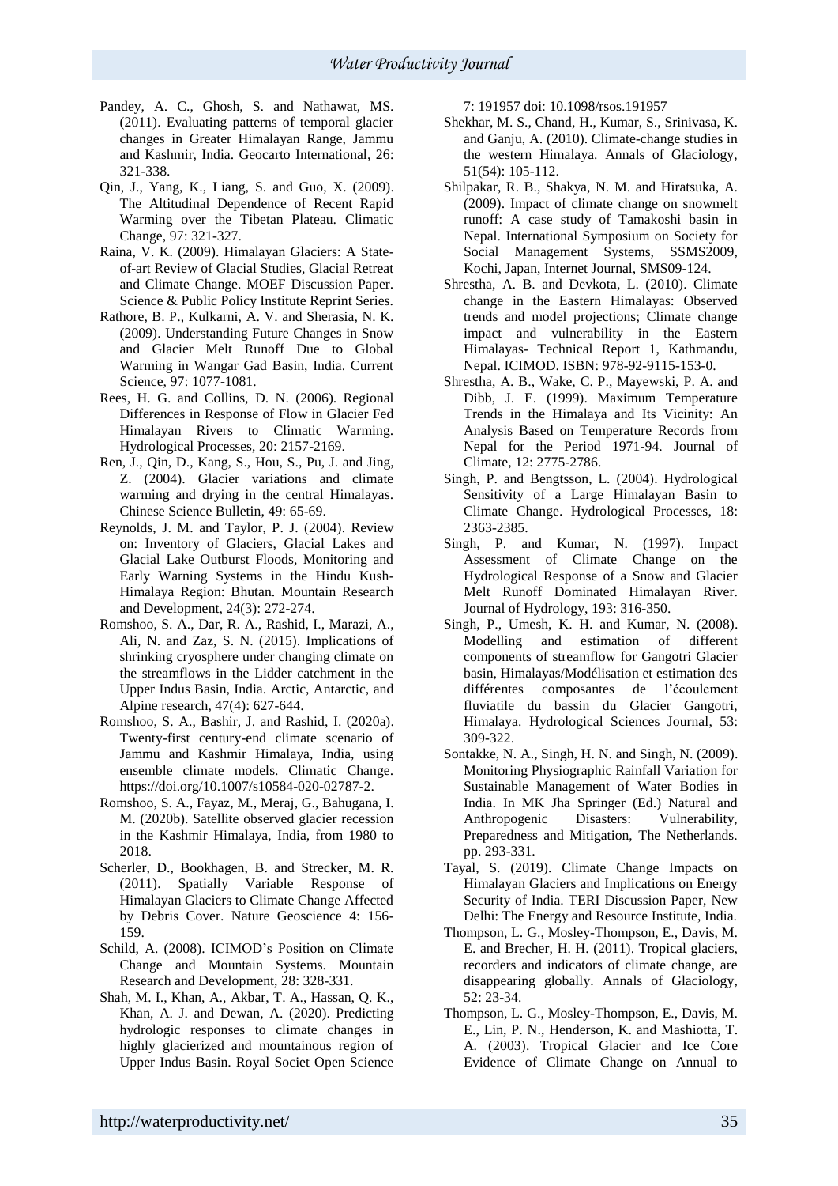Pandey, A. C., Ghosh, S. and Nathawat, MS. (2011). Evaluating patterns of temporal glacier changes in Greater Himalayan Range, Jammu and Kashmir, India. Geocarto International, 26: 321-338.

Qin, J., Yang, K., Liang, S. and Guo, X. (2009). The Altitudinal Dependence of Recent Rapid Warming over the Tibetan Plateau. Climatic Change, 97: 321-327.

Raina, V. K. (2009). Himalayan Glaciers: A State-of-art Review of Glacial Studies, Glacial Retreat and Climate Change. MOEF Discussion Paper. Science & Public Policy Institute Reprint Series.

Rathore, B. P., Kulkarni, A. V. and Sherasia, N. K. (2009). Understanding Future Changes in Snow and Glacier Melt Runoff Due to Global Warming in Wangar Gad Basin, India. Current Science, 97: 1077-1081.

Rees, H. G. and Collins, D. N. (2006). Regional Differences in Response of Flow in Glacier Fed Himalayan Rivers to Climatic Warming. Hydrological Processes, 20: 2157-2169.

Ren, J., Qin, D., Kang, S., Hou, S., Pu, J. and Jing, Z. (2004). Glacier variations and climate warming and drying in the central Himalayas. Chinese Science Bulletin, 49: 65-69.

Reynolds, J. M. and Taylor, P. J. (2004). Review on: Inventory of Glaciers, Glacial Lakes and Glacial Lake Outburst Floods, Monitoring and Early Warning Systems in the Hindu Kush-Himalaya Region: Bhutan. Mountain Research and Development, 24(3): 272-274.

Romshoo, S. A., Dar, R. A., Rashid, I., Marazi, A., Ali, N. and Zaz, S. N. (2015). Implications of shrinking cryosphere under changing climate on the streamflows in the Lidder catchment in the Upper Indus Basin, India. Arctic, Antarctic, and Alpine research, 47(4): 627-644.

Romshoo, S. A., Bashir, J. and Rashid, I. (2020a). Twenty-first century-end climate scenario of Jammu and Kashmir Himalaya, India, using ensemble climate models. Climatic Change. https://doi.org/10.1007/s10584-020-02787-2.

Romshoo, S. A., Fayaz, M., Meraj, G., Bahugana, I. M. (2020b). Satellite observed glacier recession in the Kashmir Himalaya, India, from 1980 to 2018.

Scherler, D., Bookhagen, B. and Strecker, M. R. (2011). Spatially Variable Response of Himalayan Glaciers to Climate Change Affected by Debris Cover. Nature Geoscience 4: 156-159.

Schild, A. (2008). ICIMOD's Position on Climate Change and Mountain Systems. Mountain Research and Development, 28: 328-331.

Shah, M. I., Khan, A., Akbar, T. A., Hassan, Q. K., Khan, A. J. and Dewan, A. (2020). Predicting hydrologic responses to climate changes in highly glacierized and mountainous region of Upper Indus Basin. Royal Societ Open Science 7: 191957 doi: 10.1098/rsos.191957

Shekhar, M. S., Chand, H., Kumar, S., Srinivasa, K. and Ganju, A. (2010). Climate-change studies in the western Himalaya. Annals of Glaciology, 51(54): 105-112.

Shilpakar, R. B., Shakya, N. M. and Hiratsuka, A. (2009). Impact of climate change on snowmelt runoff: A case study of Tamakoshi basin in Nepal. International Symposium on Society for Social Management Systems, SSMS2009, Kochi, Japan, Internet Journal, SMS09-124.

Shrestha, A. B. and Devkota, L. (2010). Climate change in the Eastern Himalayas: Observed trends and model projections; Climate change impact and vulnerability in the Eastern Himalayas- Technical Report 1, Kathmandu, Nepal. ICIMOD. ISBN: 978-92-9115-153-0.

Shrestha, A. B., Wake, C. P., Mayewski, P. A. and Dibb, J. E. (1999). Maximum Temperature Trends in the Himalaya and Its Vicinity: An Analysis Based on Temperature Records from Nepal for the Period 1971-94. Journal of Climate, 12: 2775-2786.

Singh, P. and Bengtsson, L. (2004). Hydrological Sensitivity of a Large Himalayan Basin to Climate Change. Hydrological Processes, 18: 2363-2385.

Singh, P. and Kumar, N. (1997). Impact Assessment of Climate Change on the Hydrological Response of a Snow and Glacier Melt Runoff Dominated Himalayan River. Journal of Hydrology, 193: 316-350.

Singh, P., Umesh, K. H. and Kumar, N. (2008). Modelling and estimation of different components of streamflow for Gangotri Glacier basin, Himalayas/Modélisation et estimation des différentes composantes de l'écoulement fluviatile du bassin du Glacier Gangotri, Himalaya. Hydrological Sciences Journal, 53: 309-322.

Sontakke, N. A., Singh, H. N. and Singh, N. (2009). Monitoring Physiographic Rainfall Variation for Sustainable Management of Water Bodies in India. In MK Jha Springer (Ed.) Natural and Anthropogenic Disasters: Vulnerability, Preparedness and Mitigation, The Netherlands. pp. 293-331.

Tayal, S. (2019). Climate Change Impacts on Himalayan Glaciers and Implications on Energy Security of India. TERI Discussion Paper, New Delhi: The Energy and Resource Institute, India.

Thompson, L. G., Mosley-Thompson, E., Davis, M. E. and Brecher, H. H. (2011). Tropical glaciers, recorders and indicators of climate change, are disappearing globally. Annals of Glaciology, 52: 23-34.

Thompson, L. G., Mosley-Thompson, E., Davis, M. E., Lin, P. N., Henderson, K. and Mashiotta, T. A. (2003). Tropical Glacier and Ice Core Evidence of Climate Change on Annual to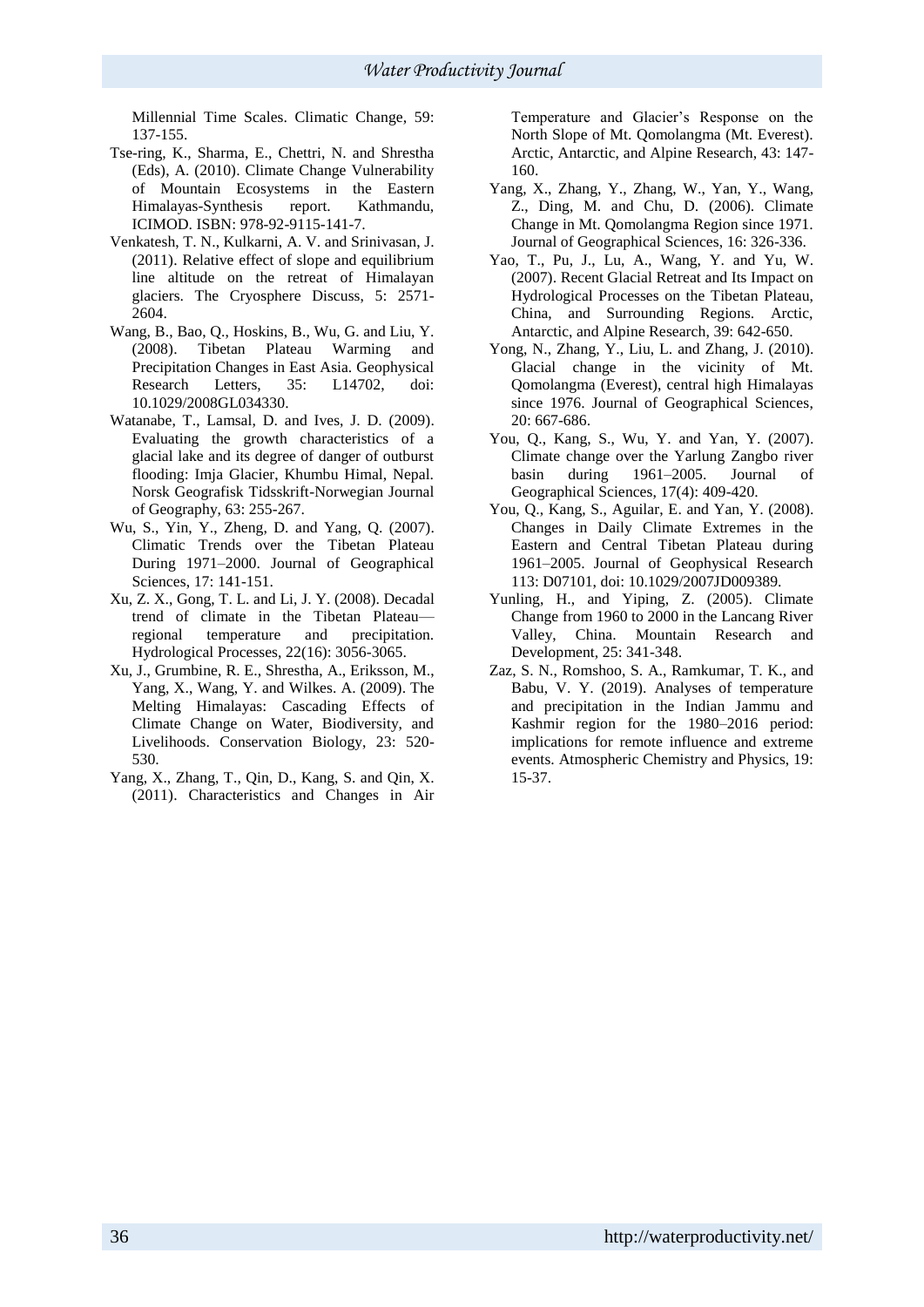Millennial Time Scales. Climatic Change, 59: 137-155.

Tse-ring, K., Sharma, E., Chettri, N. and Shrestha (Eds), A. (2010). Climate Change Vulnerability of Mountain Ecosystems in the Eastern Himalayas-Synthesis report. Kathmandu, ICIMOD. ISBN: 978-92-9115-141-7.

Venkatesh, T. N., Kulkarni, A. V. and Srinivasan, J. (2011). Relative effect of slope and equilibrium line altitude on the retreat of Himalayan glaciers. The Cryosphere Discuss, 5: 2571-2604.

Wang, B., Bao, Q., Hoskins, B., Wu, G. and Liu, Y. (2008). Tibetan Plateau Warming and Precipitation Changes in East Asia. Geophysical Research Letters, 35: L14702, doi: 10.1029/2008GL034330.

Watanabe, T., Lamsal, D. and Ives, J. D. (2009). Evaluating the growth characteristics of a glacial lake and its degree of danger of outburst flooding: Imja Glacier, Khumbu Himal, Nepal. Norsk Geografisk Tidsskrift-Norwegian Journal of Geography, 63: 255-267.

Wu, S., Yin, Y., Zheng, D. and Yang, Q. (2007). Climatic Trends over the Tibetan Plateau During 1971–2000. Journal of Geographical Sciences, 17: 141-151.

Xu, Z. X., Gong, T. L. and Li, J. Y. (2008). Decadal trend of climate in the Tibetan Plateau—regional temperature and precipitation. Hydrological Processes, 22(16): 3056-3065.

Xu, J., Grumbine, R. E., Shrestha, A., Eriksson, M., Yang, X., Wang, Y. and Wilkes. A. (2009). The Melting Himalayas: Cascading Effects of Climate Change on Water, Biodiversity, and Livelihoods. Conservation Biology, 23: 520-530.

Yang, X., Zhang, T., Qin, D., Kang, S. and Qin, X. (2011). Characteristics and Changes in Air Temperature and Glacier's Response on the North Slope of Mt. Qomolangma (Mt. Everest). Arctic, Antarctic, and Alpine Research, 43: 147-160.

Yang, X., Zhang, Y., Zhang, W., Yan, Y., Wang, Z., Ding, M. and Chu, D. (2006). Climate Change in Mt. Qomolangma Region since 1971. Journal of Geographical Sciences, 16: 326-336.

Yao, T., Pu, J., Lu, A., Wang, Y. and Yu, W. (2007). Recent Glacial Retreat and Its Impact on Hydrological Processes on the Tibetan Plateau, China, and Surrounding Regions. Arctic, Antarctic, and Alpine Research, 39: 642-650.

Yong, N., Zhang, Y., Liu, L. and Zhang, J. (2010). Glacial change in the vicinity of Mt. Qomolangma (Everest), central high Himalayas since 1976. Journal of Geographical Sciences, 20: 667-686.

You, Q., Kang, S., Wu, Y. and Yan, Y. (2007). Climate change over the Yarlung Zangbo river basin during 1961–2005. Journal of Geographical Sciences, 17(4): 409-420.

You, Q., Kang, S., Aguilar, E. and Yan, Y. (2008). Changes in Daily Climate Extremes in the Eastern and Central Tibetan Plateau during 1961–2005. Journal of Geophysical Research 113: D07101, doi: 10.1029/2007JD009389.

Yunling, H., and Yiping, Z. (2005). Climate Change from 1960 to 2000 in the Lancang River Valley, China. Mountain Research and Development, 25: 341-348.

Zaz, S. N., Romshoo, S. A., Ramkumar, T. K., and Babu, V. Y. (2019). Analyses of temperature and precipitation in the Indian Jammu and Kashmir region for the 1980–2016 period: implications for remote influence and extreme events. Atmospheric Chemistry and Physics, 19: 15-37.